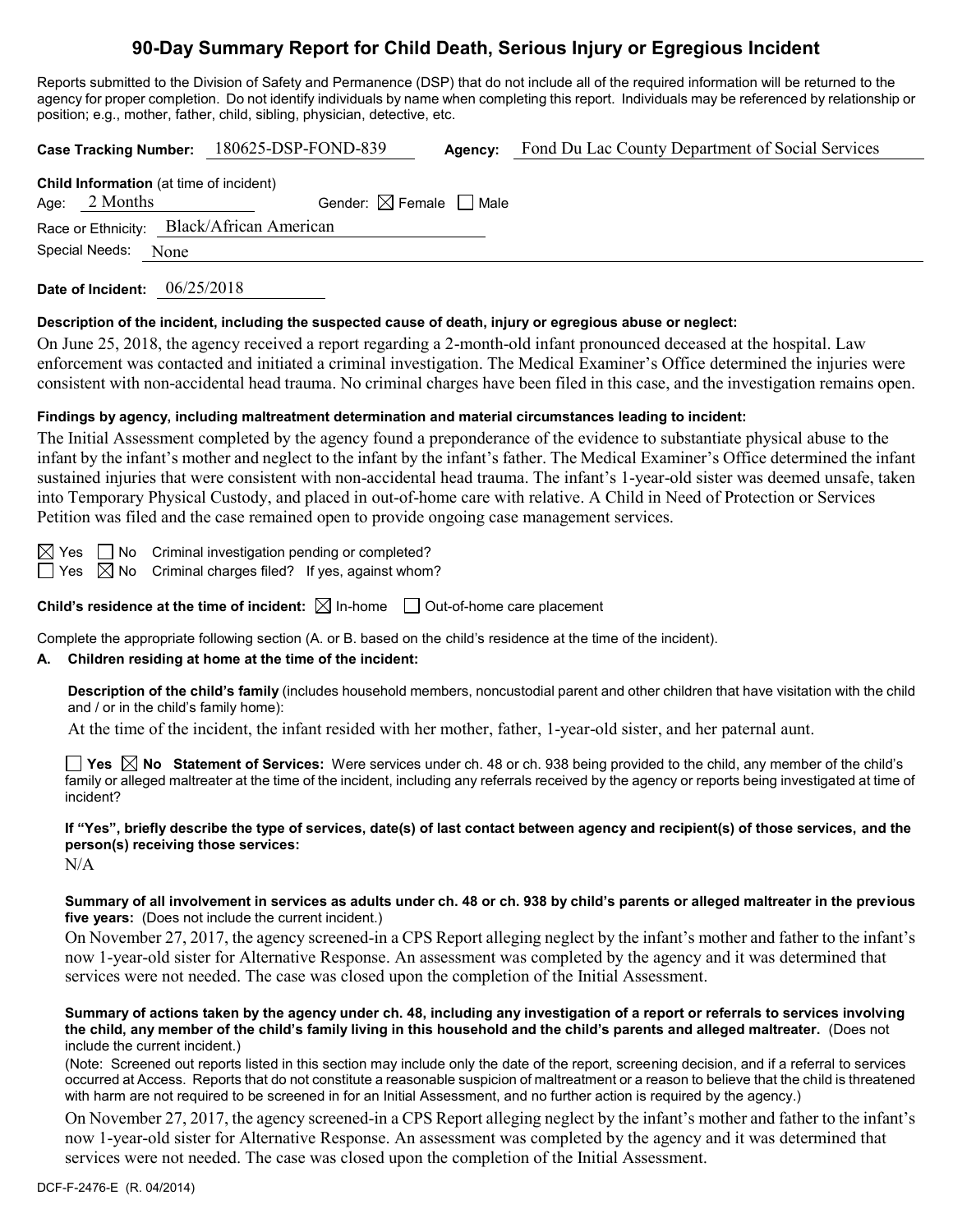# 90-Day Summary Report for Child Death, Serious Injury or Egregious Incident

Reports submitted to the Division of Safety and Permanence (DSP) that do not include all of the required information will be returned to the agency for proper completion. Do not identify individuals by name when completing this report. Individuals may be referenced by relationship or position; e.g., mother, father, child, sibling, physician, detective, etc.

**Case Tracking Number:** 180625-DSP-FOND-839 **Agency:** Fond Du Lac County Department of Social Services

**Child Information** (at time of incident)
Age: 2 Months Gender: ☒ Female ☐ Male
Race or Ethnicity: Black/African American
Special Needs: None

**Date of Incident:** 06/25/2018

**Description of the incident, including the suspected cause of death, injury or egregious abuse or neglect:**

On June 25, 2018, the agency received a report regarding a 2-month-old infant pronounced deceased at the hospital. Law enforcement was contacted and initiated a criminal investigation. The Medical Examiner's Office determined the injuries were consistent with non-accidental head trauma. No criminal charges have been filed in this case, and the investigation remains open.

**Findings by agency, including maltreatment determination and material circumstances leading to incident:**

The Initial Assessment completed by the agency found a preponderance of the evidence to substantiate physical abuse to the infant by the infant's mother and neglect to the infant by the infant's father. The Medical Examiner's Office determined the infant sustained injuries that were consistent with non-accidental head trauma. The infant's 1-year-old sister was deemed unsafe, taken into Temporary Physical Custody, and placed in out-of-home care with relative. A Child in Need of Protection or Services Petition was filed and the case remained open to provide ongoing case management services.

☒ Yes ☐ No Criminal investigation pending or completed?
☐ Yes ☒ No Criminal charges filed? If yes, against whom?

**Child's residence at the time of incident:** ☒ In-home ☐ Out-of-home care placement

Complete the appropriate following section (A. or B. based on the child's residence at the time of the incident).

**A. Children residing at home at the time of the incident:**

**Description of the child's family** (includes household members, noncustodial parent and other children that have visitation with the child and / or in the child's family home):

At the time of the incident, the infant resided with her mother, father, 1-year-old sister, and her paternal aunt.

☐ **Yes** ☒ **No Statement of Services:** Were services under ch. 48 or ch. 938 being provided to the child, any member of the child's family or alleged maltreater at the time of the incident, including any referrals received by the agency or reports being investigated at time of incident?

**If "Yes", briefly describe the type of services, date(s) of last contact between agency and recipient(s) of those services, and the person(s) receiving those services:**

N/A

**Summary of all involvement in services as adults under ch. 48 or ch. 938 by child's parents or alleged maltreater in the previous five years:** (Does not include the current incident.)

On November 27, 2017, the agency screened-in a CPS Report alleging neglect by the infant's mother and father to the infant's now 1-year-old sister for Alternative Response. An assessment was completed by the agency and it was determined that services were not needed. The case was closed upon the completion of the Initial Assessment.

**Summary of actions taken by the agency under ch. 48, including any investigation of a report or referrals to services involving the child, any member of the child's family living in this household and the child's parents and alleged maltreater.** (Does not include the current incident.)

(Note: Screened out reports listed in this section may include only the date of the report, screening decision, and if a referral to services occurred at Access. Reports that do not constitute a reasonable suspicion of maltreatment or a reason to believe that the child is threatened with harm are not required to be screened in for an Initial Assessment, and no further action is required by the agency.)

On November 27, 2017, the agency screened-in a CPS Report alleging neglect by the infant's mother and father to the infant's now 1-year-old sister for Alternative Response. An assessment was completed by the agency and it was determined that services were not needed. The case was closed upon the completion of the Initial Assessment.

DCF-F-2476-E (R. 04/2014)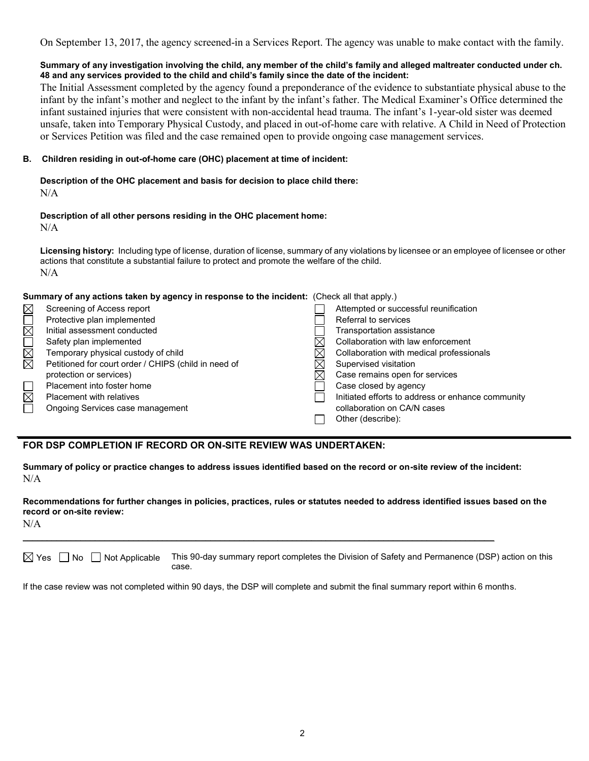On September 13, 2017, the agency screened-in a Services Report. The agency was unable to make contact with the family.

**Summary of any investigation involving the child, any member of the child's family and alleged maltreater conducted under ch. 48 and any services provided to the child and child's family since the date of the incident:**

The Initial Assessment completed by the agency found a preponderance of the evidence to substantiate physical abuse to the infant by the infant's mother and neglect to the infant by the infant's father. The Medical Examiner's Office determined the infant sustained injuries that were consistent with non-accidental head trauma. The infant's 1-year-old sister was deemed unsafe, taken into Temporary Physical Custody, and placed in out-of-home care with relative. A Child in Need of Protection or Services Petition was filed and the case remained open to provide ongoing case management services.

**B. Children residing in out-of-home care (OHC) placement at time of incident:**

**Description of the OHC placement and basis for decision to place child there:**

N/A

**Description of all other persons residing in the OHC placement home:**

N/A

**Licensing history:** Including type of license, duration of license, summary of any violations by licensee or an employee of licensee or other actions that constitute a substantial failure to protect and promote the welfare of the child.

N/A

**Summary of any actions taken by agency in response to the incident:** (Check all that apply.)

- ☒ Screening of Access report
- ☐ Protective plan implemented
- ☒ Initial assessment conducted
- ☐ Safety plan implemented
- ☒ Temporary physical custody of child
- ☒ Petitioned for court order / CHIPS (child in need of protection or services)
- ☐ Placement into foster home
- ☒ Placement with relatives
- ☐ Ongoing Services case management
- ☐ Attempted or successful reunification
- ☐ Referral to services
- ☐ Transportation assistance
- ☒ Collaboration with law enforcement
- ☒ Collaboration with medical professionals
- ☒ Supervised visitation
- ☒ Case remains open for services
- ☐ Case closed by agency
- ☐ Initiated efforts to address or enhance community collaboration on CA/N cases
- ☐ Other (describe):

## FOR DSP COMPLETION IF RECORD OR ON-SITE REVIEW WAS UNDERTAKEN:

**Summary of policy or practice changes to address issues identified based on the record or on-site review of the incident:**

N/A

**Recommendations for further changes in policies, practices, rules or statutes needed to address identified issues based on the record or on-site review:**

N/A

☒ Yes ☐ No ☐ Not Applicable This 90-day summary report completes the Division of Safety and Permanence (DSP) action on this case.

If the case review was not completed within 90 days, the DSP will complete and submit the final summary report within 6 months.